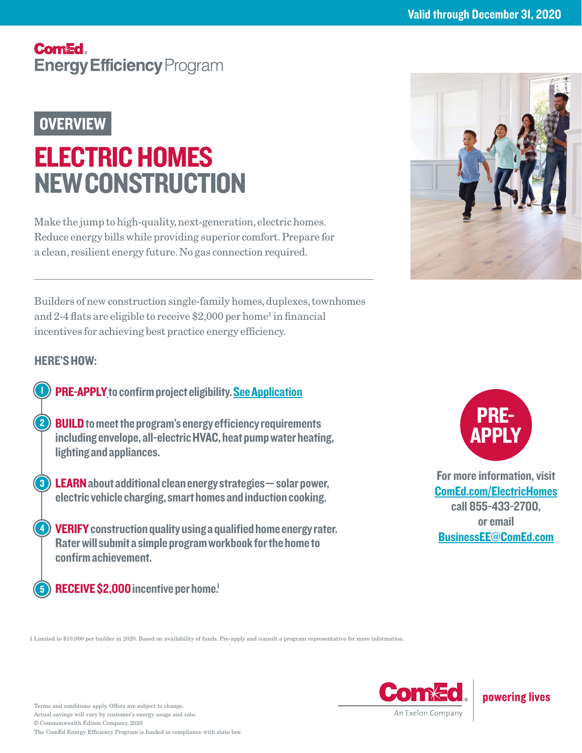Valid through December 31, 2020

ComEd Energy Efficiency Program

## OVERVIEW

# ELECTRIC HOMES NEW CONSTRUCTION

Make the jump to high-quality, next-generation, electric homes. Reduce energy bills while providing superior comfort. Prepare for a clean, resilient energy future. No gas connection required.

---

Builders of new construction single-family homes, duplexes, townhomes and 2-4 flats are eligible to receive $2,000 per home[1] in financial incentives for achieving best practice energy efficiency.

### HERE'S HOW:

1. **PRE-APPLY to confirm project eligibility. See Application**
2. **BUILD to meet the program's energy efficiency requirements including envelope, all-electric HVAC, heat pump water heating, lighting and appliances.**
3. **LEARN about additional clean energy strategies— solar power, electric vehicle charging, smart homes and induction cooking.**
4. **VERIFY construction quality using a qualified home energy rater. Rater will submit a simple program workbook for the home to confirm achievement.**
5. **RECEIVE $2,000 incentive per home.[1]**

**PRE-APPLY**

For more information, visit ComEd.com/ElectricHomes call 855-433-2700, or email BusinessEE@ComEd.com

1 Limited to $10,000 per builder in 2020. Based on availability of funds. Pre-apply and consult a program representative for more information.

Terms and conditions apply. Offers are subject to change.
Actual savings will vary by customer's energy usage and rate.
© Commonwealth Edison Company, 2020
The ComEd Energy Efficiency Program is funded in compliance with state law.

ComEd An Exelon Company | powering lives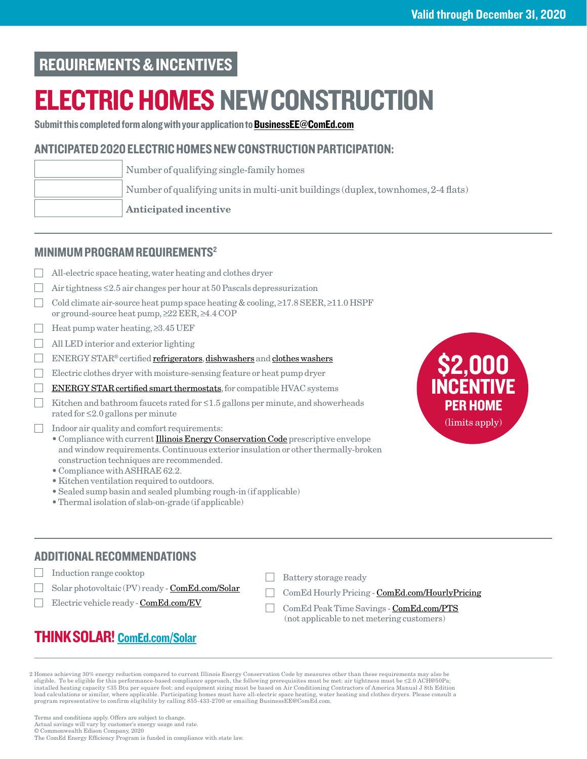Valid through December 31, 2020

## REQUIREMENTS & INCENTIVES

# ELECTRIC HOMES NEW CONSTRUCTION

**Submit this completed form along with your application to BusinessEE@ComEd.com**

### ANTICIPATED 2020 ELECTRIC HOMES NEW CONSTRUCTION PARTICIPATION:

| | |
|---|---|
| | Number of qualifying single-family homes |
| | Number of qualifying units in multi-unit buildings (duplex, townhomes, 2-4 flats) |
| | **Anticipated incentive** |

### MINIMUM PROGRAM REQUIREMENTS[2]

- ☐ All-electric space heating, water heating and clothes dryer
- ☐ Air tightness ≤2.5 air changes per hour at 50 Pascals depressurization
- ☐ Cold climate air-source heat pump space heating & cooling, ≥17.8 SEER, ≥11.0 HSPF or ground-source heat pump, ≥22 EER, ≥4.4 COP
- ☐ Heat pump water heating, ≥3.45 UEF
- ☐ All LED interior and exterior lighting
- ☐ ENERGY STAR® certified refrigerators, dishwashers and clothes washers
- ☐ Electric clothes dryer with moisture-sensing feature or heat pump dryer
- ☐ ENERGY STAR certified smart thermostats, for compatible HVAC systems
- ☐ Kitchen and bathroom faucets rated for ≤1.5 gallons per minute, and showerheads rated for ≤2.0 gallons per minute
- ☐ Indoor air quality and comfort requirements:
  - Compliance with current Illinois Energy Conservation Code prescriptive envelope and window requirements. Continuous exterior insulation or other thermally-broken construction techniques are recommended.
  - Compliance with ASHRAE 62.2.
  - Kitchen ventilation required to outdoors.
  - Sealed sump basin and sealed plumbing rough-in (if applicable)
  - Thermal isolation of slab-on-grade (if applicable)

**$2,000 INCENTIVE PER HOME** (limits apply)

### ADDITIONAL RECOMMENDATIONS

- ☐ Induction range cooktop
- ☐ Solar photovoltaic (PV) ready - ComEd.com/Solar
- ☐ Electric vehicle ready - ComEd.com/EV
- ☐ Battery storage ready
- ☐ ComEd Hourly Pricing - ComEd.com/HourlyPricing
- ☐ ComEd Peak Time Savings - ComEd.com/PTS (not applicable to net metering customers)

## THINK SOLAR! ComEd.com/Solar

2 Homes achieving 30% energy reduction compared to current Illinois Energy Conservation Code by measures other than these requirements may also be eligible. To be eligible for this performance-based compliance approach, the following prerequisites must be met: air tightness must be ≤2.0 ACH@50Pa; installed heating capacity ≤35 Btu per square foot: and equipment sizing must be based on Air Conditioning Contractors of America Manual J 8th Edition load calculations or similar, where applicable. Participating homes must have all-electric space heating, water heating and clothes dryers. Please consult a program representative to confirm eligibility by calling 855-433-2700 or emailing BusinessEE@ComEd.com.

Terms and conditions apply. Offers are subject to change.
Actual savings will vary by customer's energy usage and rate.
© Commonwealth Edison Company, 2020
The ComEd Energy Efficiency Program is funded in compliance with state law.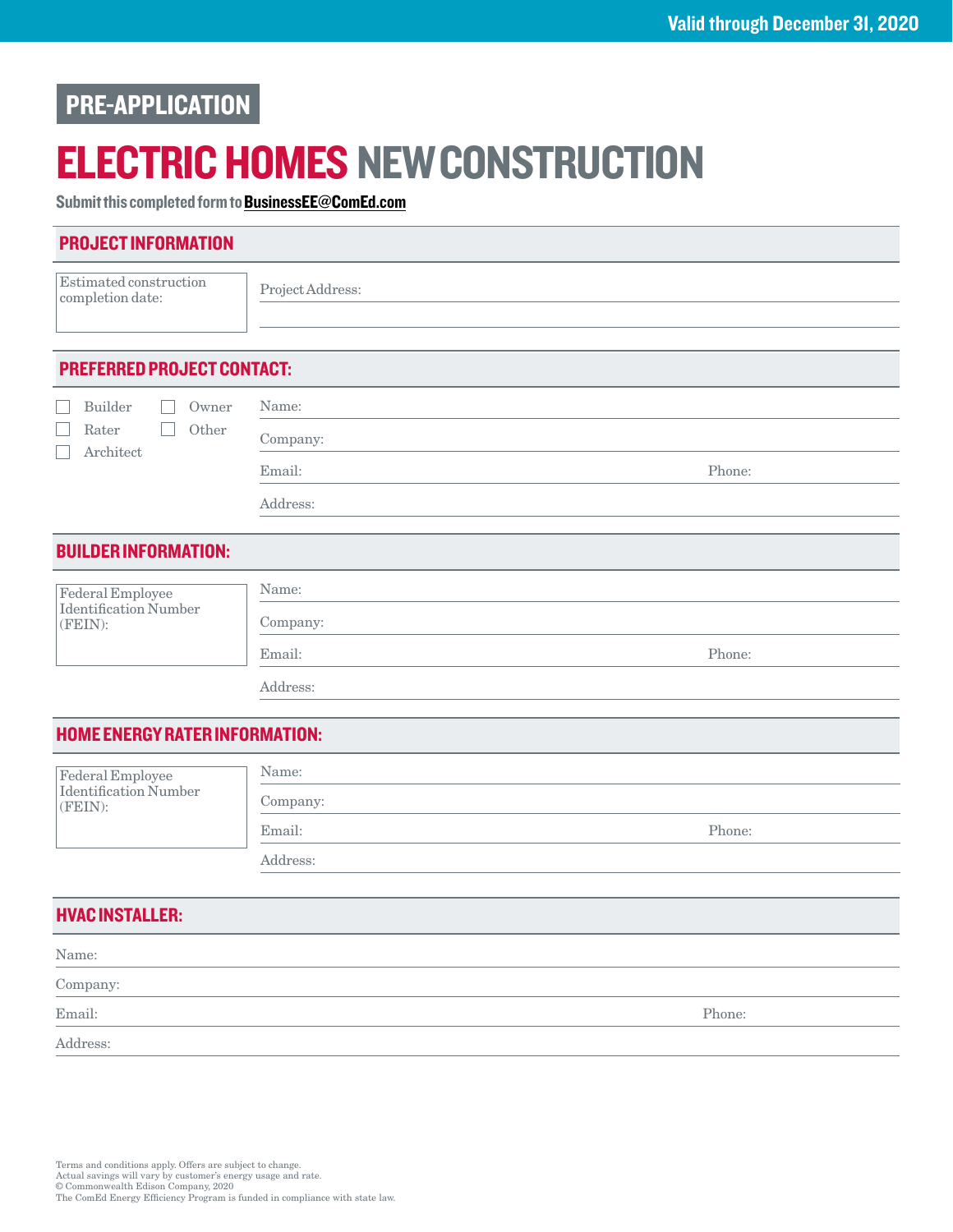Valid through December 31, 2020

**PRE-APPLICATION**

# ELECTRIC HOMES NEW CONSTRUCTION

Submit this completed form to **BusinessEE@ComEd.com**

## PROJECT INFORMATION

Estimated construction completion date:

Project Address:

## PREFERRED PROJECT CONTACT:

- ☐ Builder
- ☐ Owner
- ☐ Rater
- ☐ Other
- ☐ Architect

Name:

Company:

Email: Phone:

Address:

## BUILDER INFORMATION:

Federal Employee Identification Number (FEIN):

Name:

Company:

Email: Phone:

Address:

## HOME ENERGY RATER INFORMATION:

Federal Employee Identification Number (FEIN):

Name:

Company:

Email: Phone:

Address:

## HVAC INSTALLER:

Name:

Company:

Email: Phone:

Address:

Terms and conditions apply. Offers are subject to change.
Actual savings will vary by customer's energy usage and rate.
© Commonwealth Edison Company, 2020
The ComEd Energy Efficiency Program is funded in compliance with state law.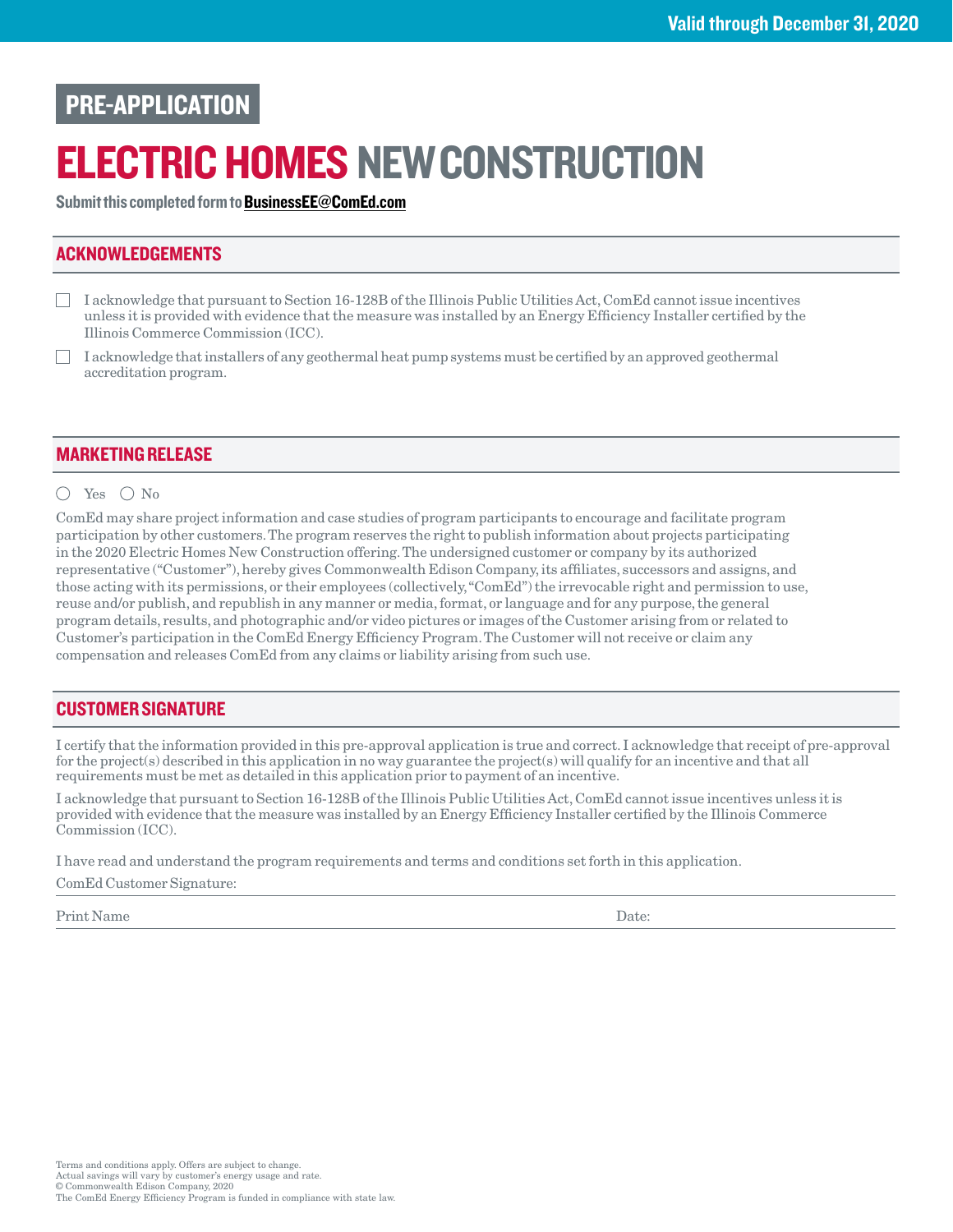Valid through December 31, 2020

PRE-APPLICATION

# ELECTRIC HOMES NEW CONSTRUCTION

Submit this completed form to **BusinessEE@ComEd.com**

## ACKNOWLEDGEMENTS

☐ I acknowledge that pursuant to Section 16-128B of the Illinois Public Utilities Act, ComEd cannot issue incentives unless it is provided with evidence that the measure was installed by an Energy Efficiency Installer certified by the Illinois Commerce Commission (ICC).

☐ I acknowledge that installers of any geothermal heat pump systems must be certified by an approved geothermal accreditation program.

## MARKETING RELEASE

◯ Yes ◯ No

ComEd may share project information and case studies of program participants to encourage and facilitate program participation by other customers. The program reserves the right to publish information about projects participating in the 2020 Electric Homes New Construction offering. The undersigned customer or company by its authorized representative ("Customer"), hereby gives Commonwealth Edison Company, its affiliates, successors and assigns, and those acting with its permissions, or their employees (collectively, "ComEd") the irrevocable right and permission to use, reuse and/or publish, and republish in any manner or media, format, or language and for any purpose, the general program details, results, and photographic and/or video pictures or images of the Customer arising from or related to Customer's participation in the ComEd Energy Efficiency Program. The Customer will not receive or claim any compensation and releases ComEd from any claims or liability arising from such use.

## CUSTOMER SIGNATURE

I certify that the information provided in this pre-approval application is true and correct. I acknowledge that receipt of pre-approval for the project(s) described in this application in no way guarantee the project(s) will qualify for an incentive and that all requirements must be met as detailed in this application prior to payment of an incentive.

I acknowledge that pursuant to Section 16-128B of the Illinois Public Utilities Act, ComEd cannot issue incentives unless it is provided with evidence that the measure was installed by an Energy Efficiency Installer certified by the Illinois Commerce Commission (ICC).

I have read and understand the program requirements and terms and conditions set forth in this application.

ComEd Customer Signature: ______________________________

Print Name ______________________________ Date: ______________

Terms and conditions apply. Offers are subject to change.
Actual savings will vary by customer's energy usage and rate.
© Commonwealth Edison Company, 2020
The ComEd Energy Efficiency Program is funded in compliance with state law.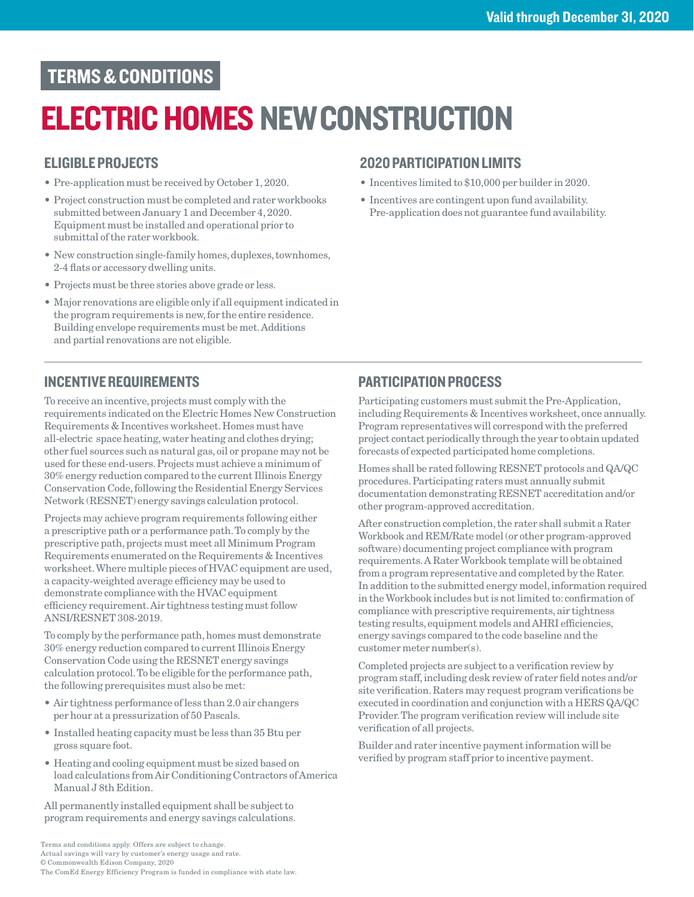Valid through December 31, 2020

## TERMS & CONDITIONS

# ELECTRIC HOMES NEW CONSTRUCTION

### ELIGIBLE PROJECTS

- Pre-application must be received by October 1, 2020.
- Project construction must be completed and rater workbooks submitted between January 1 and December 4, 2020. Equipment must be installed and operational prior to submittal of the rater workbook.
- New construction single-family homes, duplexes, townhomes, 2-4 flats or accessory dwelling units.
- Projects must be three stories above grade or less.
- Major renovations are eligible only if all equipment indicated in the program requirements is new, for the entire residence. Building envelope requirements must be met. Additions and partial renovations are not eligible.

### 2020 PARTICIPATION LIMITS

- Incentives limited to $10,000 per builder in 2020.
- Incentives are contingent upon fund availability. Pre-application does not guarantee fund availability.

### INCENTIVE REQUIREMENTS

To receive an incentive, projects must comply with the requirements indicated on the Electric Homes New Construction Requirements & Incentives worksheet. Homes must have all-electric space heating, water heating and clothes drying; other fuel sources such as natural gas, oil or propane may not be used for these end-users. Projects must achieve a minimum of 30% energy reduction compared to the current Illinois Energy Conservation Code, following the Residential Energy Services Network (RESNET) energy savings calculation protocol.

Projects may achieve program requirements following either a prescriptive path or a performance path. To comply by the prescriptive path, projects must meet all Minimum Program Requirements enumerated on the Requirements & Incentives worksheet. Where multiple pieces of HVAC equipment are used, a capacity-weighted average efficiency may be used to demonstrate compliance with the HVAC equipment efficiency requirement. Air tightness testing must follow ANSI/RESNET 308-2019.

To comply by the performance path, homes must demonstrate 30% energy reduction compared to current Illinois Energy Conservation Code using the RESNET energy savings calculation protocol. To be eligible for the performance path, the following prerequisites must also be met:

- Air tightness performance of less than 2.0 air changers per hour at a pressurization of 50 Pascals.
- Installed heating capacity must be less than 35 Btu per gross square foot.
- Heating and cooling equipment must be sized based on load calculations from Air Conditioning Contractors of America Manual J 8th Edition.

All permanently installed equipment shall be subject to program requirements and energy savings calculations.

### PARTICIPATION PROCESS

Participating customers must submit the Pre-Application, including Requirements & Incentives worksheet, once annually. Program representatives will correspond with the preferred project contact periodically through the year to obtain updated forecasts of expected participated home completions.

Homes shall be rated following RESNET protocols and QA/QC procedures. Participating raters must annually submit documentation demonstrating RESNET accreditation and/or other program-approved accreditation.

After construction completion, the rater shall submit a Rater Workbook and REM/Rate model (or other program-approved software) documenting project compliance with program requirements. A Rater Workbook template will be obtained from a program representative and completed by the Rater. In addition to the submitted energy model, information required in the Workbook includes but is not limited to: confirmation of compliance with prescriptive requirements, air tightness testing results, equipment models and AHRI efficiencies, energy savings compared to the code baseline and the customer meter number(s).

Completed projects are subject to a verification review by program staff, including desk review of rater field notes and/or site verification. Raters may request program verifications be executed in coordination and conjunction with a HERS QA/QC Provider. The program verification review will include site verification of all projects.

Builder and rater incentive payment information will be verified by program staff prior to incentive payment.

Terms and conditions apply. Offers are subject to change.
Actual savings will vary by customer's energy usage and rate.
© Commonwealth Edison Company, 2020
The ComEd Energy Efficiency Program is funded in compliance with state law.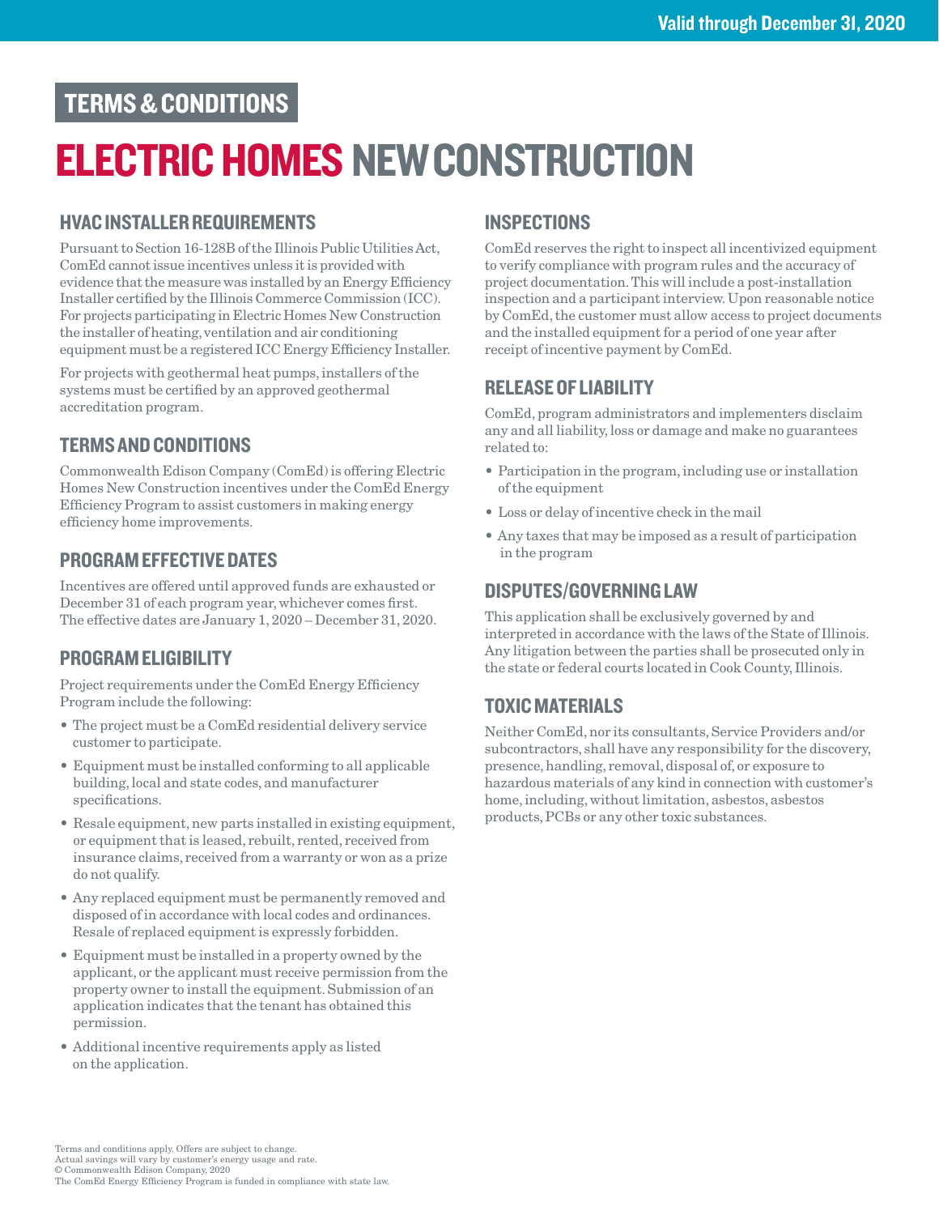Valid through December 31, 2020

# TERMS & CONDITIONS

# ELECTRIC HOMES NEW CONSTRUCTION

## HVAC INSTALLER REQUIREMENTS

Pursuant to Section 16-128B of the Illinois Public Utilities Act, ComEd cannot issue incentives unless it is provided with evidence that the measure was installed by an Energy Efficiency Installer certified by the Illinois Commerce Commission (ICC). For projects participating in Electric Homes New Construction the installer of heating, ventilation and air conditioning equipment must be a registered ICC Energy Efficiency Installer.

For projects with geothermal heat pumps, installers of the systems must be certified by an approved geothermal accreditation program.

## TERMS AND CONDITIONS

Commonwealth Edison Company (ComEd) is offering Electric Homes New Construction incentives under the ComEd Energy Efficiency Program to assist customers in making energy efficiency home improvements.

## PROGRAM EFFECTIVE DATES

Incentives are offered until approved funds are exhausted or December 31 of each program year, whichever comes first. The effective dates are January 1, 2020 – December 31, 2020.

## PROGRAM ELIGIBILITY

Project requirements under the ComEd Energy Efficiency Program include the following:

- The project must be a ComEd residential delivery service customer to participate.
- Equipment must be installed conforming to all applicable building, local and state codes, and manufacturer specifications.
- Resale equipment, new parts installed in existing equipment, or equipment that is leased, rebuilt, rented, received from insurance claims, received from a warranty or won as a prize do not qualify.
- Any replaced equipment must be permanently removed and disposed of in accordance with local codes and ordinances. Resale of replaced equipment is expressly forbidden.
- Equipment must be installed in a property owned by the applicant, or the applicant must receive permission from the property owner to install the equipment. Submission of an application indicates that the tenant has obtained this permission.
- Additional incentive requirements apply as listed on the application.

## INSPECTIONS

ComEd reserves the right to inspect all incentivized equipment to verify compliance with program rules and the accuracy of project documentation. This will include a post-installation inspection and a participant interview. Upon reasonable notice by ComEd, the customer must allow access to project documents and the installed equipment for a period of one year after receipt of incentive payment by ComEd.

## RELEASE OF LIABILITY

ComEd, program administrators and implementers disclaim any and all liability, loss or damage and make no guarantees related to:

- Participation in the program, including use or installation of the equipment
- Loss or delay of incentive check in the mail
- Any taxes that may be imposed as a result of participation in the program

## DISPUTES/GOVERNING LAW

This application shall be exclusively governed by and interpreted in accordance with the laws of the State of Illinois. Any litigation between the parties shall be prosecuted only in the state or federal courts located in Cook County, Illinois.

## TOXIC MATERIALS

Neither ComEd, nor its consultants, Service Providers and/or subcontractors, shall have any responsibility for the discovery, presence, handling, removal, disposal of, or exposure to hazardous materials of any kind in connection with customer's home, including, without limitation, asbestos, asbestos products, PCBs or any other toxic substances.

Terms and conditions apply. Offers are subject to change.
Actual savings will vary by customer's energy usage and rate.
© Commonwealth Edison Company, 2020
The ComEd Energy Efficiency Program is funded in compliance with state law.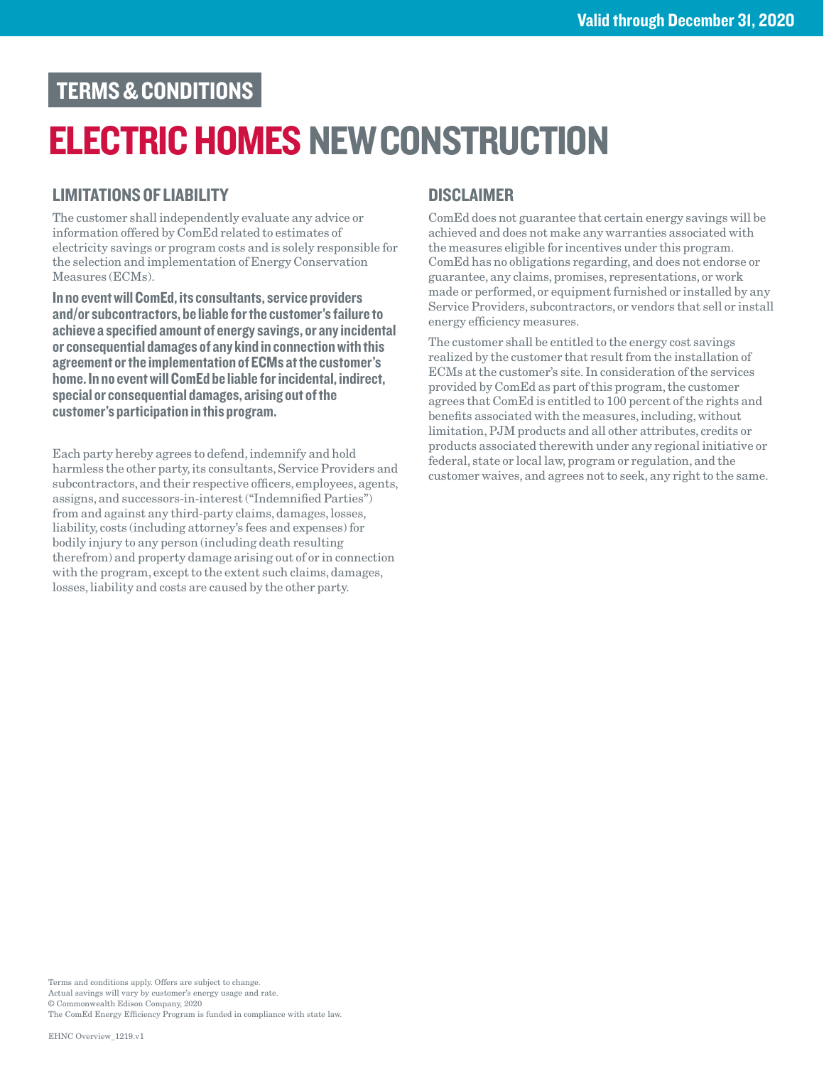Valid through December 31, 2020

## TERMS & CONDITIONS

# ELECTRIC HOMES NEW CONSTRUCTION

### LIMITATIONS OF LIABILITY

The customer shall independently evaluate any advice or information offered by ComEd related to estimates of electricity savings or program costs and is solely responsible for the selection and implementation of Energy Conservation Measures (ECMs).

**In no event will ComEd, its consultants, service providers and/or subcontractors, be liable for the customer's failure to achieve a specified amount of energy savings, or any incidental or consequential damages of any kind in connection with this agreement or the implementation of ECMs at the customer's home. In no event will ComEd be liable for incidental, indirect, special or consequential damages, arising out of the customer's participation in this program.**

Each party hereby agrees to defend, indemnify and hold harmless the other party, its consultants, Service Providers and subcontractors, and their respective officers, employees, agents, assigns, and successors-in-interest ("Indemnified Parties") from and against any third-party claims, damages, losses, liability, costs (including attorney's fees and expenses) for bodily injury to any person (including death resulting therefrom) and property damage arising out of or in connection with the program, except to the extent such claims, damages, losses, liability and costs are caused by the other party.

### DISCLAIMER

ComEd does not guarantee that certain energy savings will be achieved and does not make any warranties associated with the measures eligible for incentives under this program. ComEd has no obligations regarding, and does not endorse or guarantee, any claims, promises, representations, or work made or performed, or equipment furnished or installed by any Service Providers, subcontractors, or vendors that sell or install energy efficiency measures.

The customer shall be entitled to the energy cost savings realized by the customer that result from the installation of ECMs at the customer's site. In consideration of the services provided by ComEd as part of this program, the customer agrees that ComEd is entitled to 100 percent of the rights and benefits associated with the measures, including, without limitation, PJM products and all other attributes, credits or products associated therewith under any regional initiative or federal, state or local law, program or regulation, and the customer waives, and agrees not to seek, any right to the same.

Terms and conditions apply. Offers are subject to change.
Actual savings will vary by customer's energy usage and rate.
© Commonwealth Edison Company, 2020
The ComEd Energy Efficiency Program is funded in compliance with state law.

EHNC Overview_1219.v1